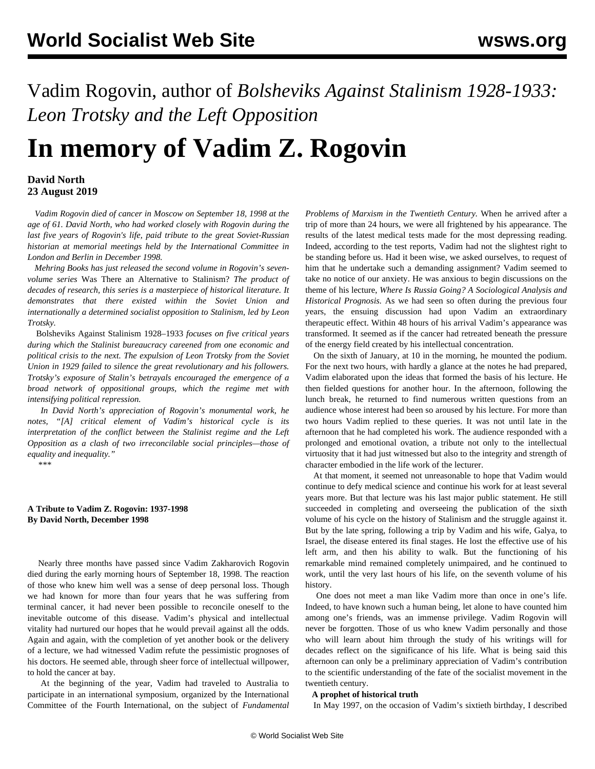# Vadim Rogovin, author of *Bolsheviks Against Stalinism 1928-1933: Leon Trotsky and the Left Opposition*

# In memory of Vadim Z. Rogovin

**David North**
**23 August 2019**

*Vadim Rogovin died of cancer in Moscow on September 18, 1998 at the age of 61. David North, who had worked closely with Rogovin during the last five years of Rogovin's life, paid tribute to the great Soviet-Russian historian at memorial meetings held by the International Committee in London and Berlin in December 1998.*

*Mehring Books has just released the second volume in Rogovin's seven-volume series* Was There an Alternative to Stalinism? *The product of decades of research, this series is a masterpiece of historical literature. It demonstrates that there existed within the Soviet Union and internationally a determined socialist opposition to Stalinism, led by Leon Trotsky.*

Bolsheviks Against Stalinism 1928–1933 *focuses on five critical years during which the Stalinist bureaucracy careened from one economic and political crisis to the next. The expulsion of Leon Trotsky from the Soviet Union in 1929 failed to silence the great revolutionary and his followers. Trotsky's exposure of Stalin's betrayals encouraged the emergence of a broad network of oppositional groups, which the regime met with intensifying political repression.*

*In David North's appreciation of Rogovin's monumental work, he notes, "[A] critical element of Vadim's historical cycle is its interpretation of the conflict between the Stalinist regime and the Left Opposition as a clash of two irreconcilable social principles—those of equality and inequality."*

\*\*\*

**A Tribute to Vadim Z. Rogovin: 1937-1998**
**By David North, December 1998**

Nearly three months have passed since Vadim Zakharovich Rogovin died during the early morning hours of September 18, 1998. The reaction of those who knew him well was a sense of deep personal loss. Though we had known for more than four years that he was suffering from terminal cancer, it had never been possible to reconcile oneself to the inevitable outcome of this disease. Vadim's physical and intellectual vitality had nurtured our hopes that he would prevail against all the odds. Again and again, with the completion of yet another book or the delivery of a lecture, we had witnessed Vadim refute the pessimistic prognoses of his doctors. He seemed able, through sheer force of intellectual willpower, to hold the cancer at bay.

At the beginning of the year, Vadim had traveled to Australia to participate in an international symposium, organized by the International Committee of the Fourth International, on the subject of *Fundamental Problems of Marxism in the Twentieth Century.* When he arrived after a trip of more than 24 hours, we were all frightened by his appearance. The results of the latest medical tests made for the most depressing reading. Indeed, according to the test reports, Vadim had not the slightest right to be standing before us. Had it been wise, we asked ourselves, to request of him that he undertake such a demanding assignment? Vadim seemed to take no notice of our anxiety. He was anxious to begin discussions on the theme of his lecture, *Where Is Russia Going? A Sociological Analysis and Historical Prognosis.* As we had seen so often during the previous four years, the ensuing discussion had upon Vadim an extraordinary therapeutic effect. Within 48 hours of his arrival Vadim's appearance was transformed. It seemed as if the cancer had retreated beneath the pressure of the energy field created by his intellectual concentration.

On the sixth of January, at 10 in the morning, he mounted the podium. For the next two hours, with hardly a glance at the notes he had prepared, Vadim elaborated upon the ideas that formed the basis of his lecture. He then fielded questions for another hour. In the afternoon, following the lunch break, he returned to find numerous written questions from an audience whose interest had been so aroused by his lecture. For more than two hours Vadim replied to these queries. It was not until late in the afternoon that he had completed his work. The audience responded with a prolonged and emotional ovation, a tribute not only to the intellectual virtuosity that it had just witnessed but also to the integrity and strength of character embodied in the life work of the lecturer.

At that moment, it seemed not unreasonable to hope that Vadim would continue to defy medical science and continue his work for at least several years more. But that lecture was his last major public statement. He still succeeded in completing and overseeing the publication of the sixth volume of his cycle on the history of Stalinism and the struggle against it. But by the late spring, following a trip by Vadim and his wife, Galya, to Israel, the disease entered its final stages. He lost the effective use of his left arm, and then his ability to walk. But the functioning of his remarkable mind remained completely unimpaired, and he continued to work, until the very last hours of his life, on the seventh volume of his history.

One does not meet a man like Vadim more than once in one's life. Indeed, to have known such a human being, let alone to have counted him among one's friends, was an immense privilege. Vadim Rogovin will never be forgotten. Those of us who knew Vadim personally and those who will learn about him through the study of his writings will for decades reflect on the significance of his life. What is being said this afternoon can only be a preliminary appreciation of Vadim's contribution to the scientific understanding of the fate of the socialist movement in the twentieth century.

**A prophet of historical truth**

In May 1997, on the occasion of Vadim's sixtieth birthday, I described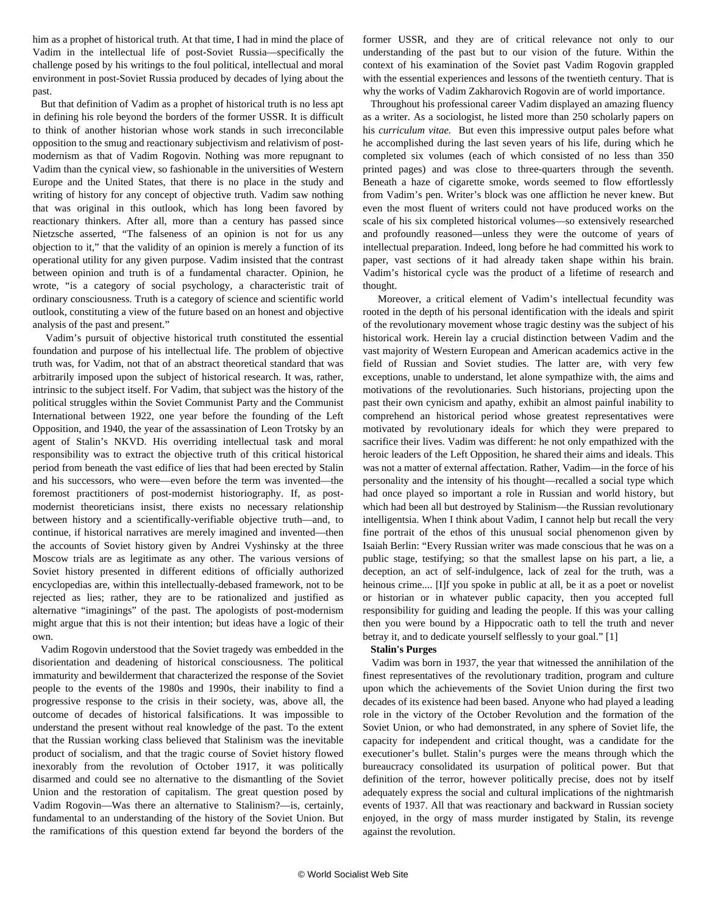him as a prophet of historical truth. At that time, I had in mind the place of Vadim in the intellectual life of post-Soviet Russia—specifically the challenge posed by his writings to the foul political, intellectual and moral environment in post-Soviet Russia produced by decades of lying about the past.

But that definition of Vadim as a prophet of historical truth is no less apt in defining his role beyond the borders of the former USSR. It is difficult to think of another historian whose work stands in such irreconcilable opposition to the smug and reactionary subjectivism and relativism of post-modernism as that of Vadim Rogovin. Nothing was more repugnant to Vadim than the cynical view, so fashionable in the universities of Western Europe and the United States, that there is no place in the study and writing of history for any concept of objective truth. Vadim saw nothing that was original in this outlook, which has long been favored by reactionary thinkers. After all, more than a century has passed since Nietzsche asserted, "The falseness of an opinion is not for us any objection to it," that the validity of an opinion is merely a function of its operational utility for any given purpose. Vadim insisted that the contrast between opinion and truth is of a fundamental character. Opinion, he wrote, "is a category of social psychology, a characteristic trait of ordinary consciousness. Truth is a category of science and scientific world outlook, constituting a view of the future based on an honest and objective analysis of the past and present."

Vadim's pursuit of objective historical truth constituted the essential foundation and purpose of his intellectual life. The problem of objective truth was, for Vadim, not that of an abstract theoretical standard that was arbitrarily imposed upon the subject of historical research. It was, rather, intrinsic to the subject itself. For Vadim, that subject was the history of the political struggles within the Soviet Communist Party and the Communist International between 1922, one year before the founding of the Left Opposition, and 1940, the year of the assassination of Leon Trotsky by an agent of Stalin's NKVD. His overriding intellectual task and moral responsibility was to extract the objective truth of this critical historical period from beneath the vast edifice of lies that had been erected by Stalin and his successors, who were—even before the term was invented—the foremost practitioners of post-modernist historiography. If, as post-modernist theoreticians insist, there exists no necessary relationship between history and a scientifically-verifiable objective truth—and, to continue, if historical narratives are merely imagined and invented—then the accounts of Soviet history given by Andrei Vyshinsky at the three Moscow trials are as legitimate as any other. The various versions of Soviet history presented in different editions of officially authorized encyclopedias are, within this intellectually-debased framework, not to be rejected as lies; rather, they are to be rationalized and justified as alternative "imaginings" of the past. The apologists of post-modernism might argue that this is not their intention; but ideas have a logic of their own.

Vadim Rogovin understood that the Soviet tragedy was embedded in the disorientation and deadening of historical consciousness. The political immaturity and bewilderment that characterized the response of the Soviet people to the events of the 1980s and 1990s, their inability to find a progressive response to the crisis in their society, was, above all, the outcome of decades of historical falsifications. It was impossible to understand the present without real knowledge of the past. To the extent that the Russian working class believed that Stalinism was the inevitable product of socialism, and that the tragic course of Soviet history flowed inexorably from the revolution of October 1917, it was politically disarmed and could see no alternative to the dismantling of the Soviet Union and the restoration of capitalism. The great question posed by Vadim Rogovin—Was there an alternative to Stalinism?—is, certainly, fundamental to an understanding of the history of the Soviet Union. But the ramifications of this question extend far beyond the borders of the former USSR, and they are of critical relevance not only to our understanding of the past but to our vision of the future. Within the context of his examination of the Soviet past Vadim Rogovin grappled with the essential experiences and lessons of the twentieth century. That is why the works of Vadim Zakharovich Rogovin are of world importance.

Throughout his professional career Vadim displayed an amazing fluency as a writer. As a sociologist, he listed more than 250 scholarly papers on his *curriculum vitae.* But even this impressive output pales before what he accomplished during the last seven years of his life, during which he completed six volumes (each of which consisted of no less than 350 printed pages) and was close to three-quarters through the seventh. Beneath a haze of cigarette smoke, words seemed to flow effortlessly from Vadim's pen. Writer's block was one affliction he never knew. But even the most fluent of writers could not have produced works on the scale of his six completed historical volumes—so extensively researched and profoundly reasoned—unless they were the outcome of years of intellectual preparation. Indeed, long before he had committed his work to paper, vast sections of it had already taken shape within his brain. Vadim's historical cycle was the product of a lifetime of research and thought.

Moreover, a critical element of Vadim's intellectual fecundity was rooted in the depth of his personal identification with the ideals and spirit of the revolutionary movement whose tragic destiny was the subject of his historical work. Herein lay a crucial distinction between Vadim and the vast majority of Western European and American academics active in the field of Russian and Soviet studies. The latter are, with very few exceptions, unable to understand, let alone sympathize with, the aims and motivations of the revolutionaries. Such historians, projecting upon the past their own cynicism and apathy, exhibit an almost painful inability to comprehend an historical period whose greatest representatives were motivated by revolutionary ideals for which they were prepared to sacrifice their lives. Vadim was different: he not only empathized with the heroic leaders of the Left Opposition, he shared their aims and ideals. This was not a matter of external affectation. Rather, Vadim—in the force of his personality and the intensity of his thought—recalled a social type which had once played so important a role in Russian and world history, but which had been all but destroyed by Stalinism—the Russian revolutionary intelligentsia. When I think about Vadim, I cannot help but recall the very fine portrait of the ethos of this unusual social phenomenon given by Isaiah Berlin: "Every Russian writer was made conscious that he was on a public stage, testifying; so that the smallest lapse on his part, a lie, a deception, an act of self-indulgence, lack of zeal for the truth, was a heinous crime.... [I]f you spoke in public at all, be it as a poet or novelist or historian or in whatever public capacity, then you accepted full responsibility for guiding and leading the people. If this was your calling then you were bound by a Hippocratic oath to tell the truth and never betray it, and to dedicate yourself selflessly to your goal." [1]

**Stalin's Purges**

Vadim was born in 1937, the year that witnessed the annihilation of the finest representatives of the revolutionary tradition, program and culture upon which the achievements of the Soviet Union during the first two decades of its existence had been based. Anyone who had played a leading role in the victory of the October Revolution and the formation of the Soviet Union, or who had demonstrated, in any sphere of Soviet life, the capacity for independent and critical thought, was a candidate for the executioner's bullet. Stalin's purges were the means through which the bureaucracy consolidated its usurpation of political power. But that definition of the terror, however politically precise, does not by itself adequately express the social and cultural implications of the nightmarish events of 1937. All that was reactionary and backward in Russian society enjoyed, in the orgy of mass murder instigated by Stalin, its revenge against the revolution.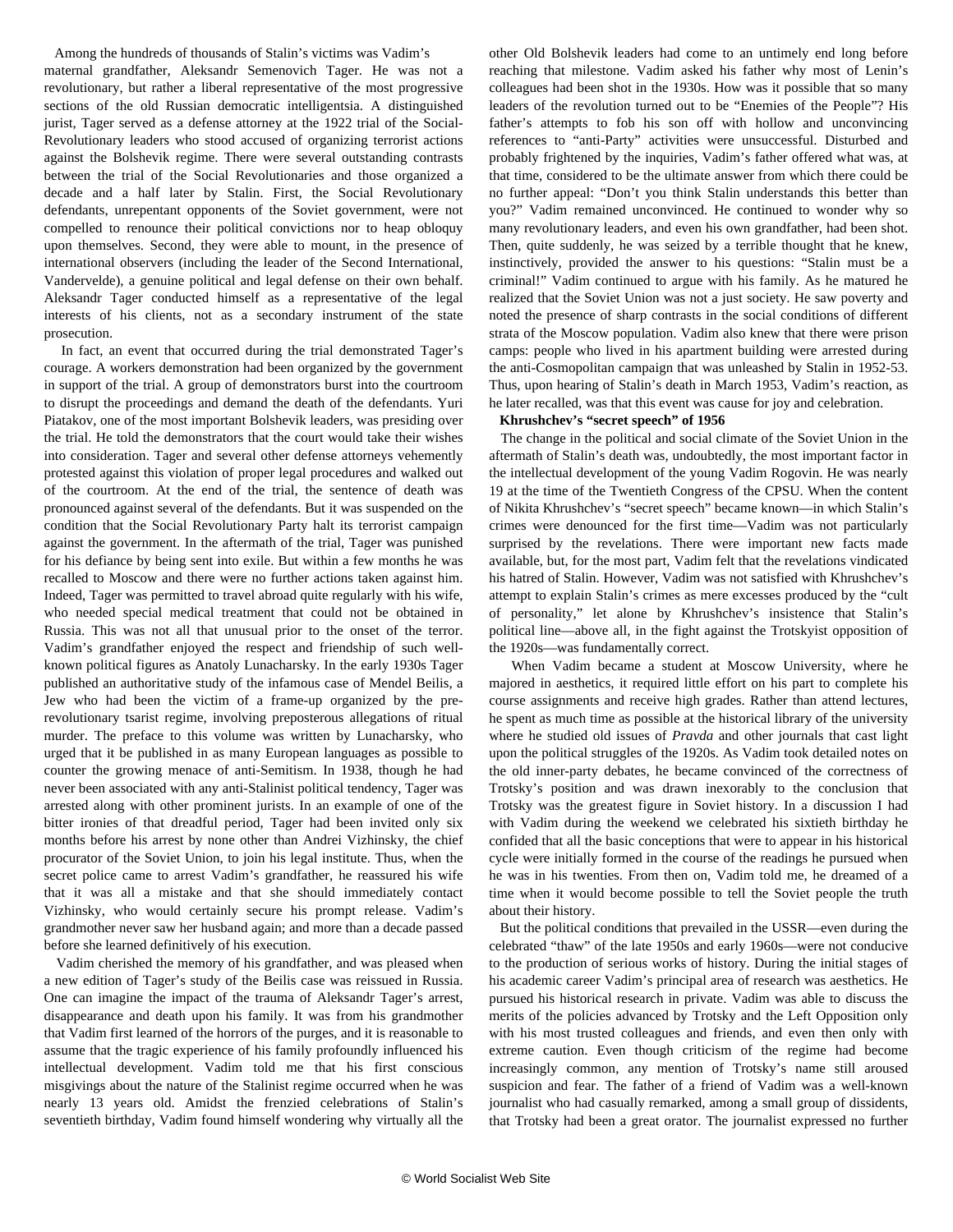Among the hundreds of thousands of Stalin's victims was Vadim's maternal grandfather, Aleksandr Semenovich Tager. He was not a revolutionary, but rather a liberal representative of the most progressive sections of the old Russian democratic intelligentsia. A distinguished jurist, Tager served as a defense attorney at the 1922 trial of the Social-Revolutionary leaders who stood accused of organizing terrorist actions against the Bolshevik regime. There were several outstanding contrasts between the trial of the Social Revolutionaries and those organized a decade and a half later by Stalin. First, the Social Revolutionary defendants, unrepentant opponents of the Soviet government, were not compelled to renounce their political convictions nor to heap obloquy upon themselves. Second, they were able to mount, in the presence of international observers (including the leader of the Second International, Vandervelde), a genuine political and legal defense on their own behalf. Aleksandr Tager conducted himself as a representative of the legal interests of his clients, not as a secondary instrument of the state prosecution.

In fact, an event that occurred during the trial demonstrated Tager's courage. A workers demonstration had been organized by the government in support of the trial. A group of demonstrators burst into the courtroom to disrupt the proceedings and demand the death of the defendants. Yuri Piatakov, one of the most important Bolshevik leaders, was presiding over the trial. He told the demonstrators that the court would take their wishes into consideration. Tager and several other defense attorneys vehemently protested against this violation of proper legal procedures and walked out of the courtroom. At the end of the trial, the sentence of death was pronounced against several of the defendants. But it was suspended on the condition that the Social Revolutionary Party halt its terrorist campaign against the government. In the aftermath of the trial, Tager was punished for his defiance by being sent into exile. But within a few months he was recalled to Moscow and there were no further actions taken against him. Indeed, Tager was permitted to travel abroad quite regularly with his wife, who needed special medical treatment that could not be obtained in Russia. This was not all that unusual prior to the onset of the terror. Vadim's grandfather enjoyed the respect and friendship of such well-known political figures as Anatoly Lunacharsky. In the early 1930s Tager published an authoritative study of the infamous case of Mendel Beilis, a Jew who had been the victim of a frame-up organized by the pre-revolutionary tsarist regime, involving preposterous allegations of ritual murder. The preface to this volume was written by Lunacharsky, who urged that it be published in as many European languages as possible to counter the growing menace of anti-Semitism. In 1938, though he had never been associated with any anti-Stalinist political tendency, Tager was arrested along with other prominent jurists. In an example of one of the bitter ironies of that dreadful period, Tager had been invited only six months before his arrest by none other than Andrei Vizhinsky, the chief procurator of the Soviet Union, to join his legal institute. Thus, when the secret police came to arrest Vadim's grandfather, he reassured his wife that it was all a mistake and that she should immediately contact Vizhinsky, who would certainly secure his prompt release. Vadim's grandmother never saw her husband again; and more than a decade passed before she learned definitively of his execution.

Vadim cherished the memory of his grandfather, and was pleased when a new edition of Tager's study of the Beilis case was reissued in Russia. One can imagine the impact of the trauma of Aleksandr Tager's arrest, disappearance and death upon his family. It was from his grandmother that Vadim first learned of the horrors of the purges, and it is reasonable to assume that the tragic experience of his family profoundly influenced his intellectual development. Vadim told me that his first conscious misgivings about the nature of the Stalinist regime occurred when he was nearly 13 years old. Amidst the frenzied celebrations of Stalin's seventieth birthday, Vadim found himself wondering why virtually all the other Old Bolshevik leaders had come to an untimely end long before reaching that milestone. Vadim asked his father why most of Lenin's colleagues had been shot in the 1930s. How was it possible that so many leaders of the revolution turned out to be "Enemies of the People"? His father's attempts to fob his son off with hollow and unconvincing references to "anti-Party" activities were unsuccessful. Disturbed and probably frightened by the inquiries, Vadim's father offered what was, at that time, considered to be the ultimate answer from which there could be no further appeal: "Don't you think Stalin understands this better than you?" Vadim remained unconvinced. He continued to wonder why so many revolutionary leaders, and even his own grandfather, had been shot. Then, quite suddenly, he was seized by a terrible thought that he knew, instinctively, provided the answer to his questions: "Stalin must be a criminal!" Vadim continued to argue with his family. As he matured he realized that the Soviet Union was not a just society. He saw poverty and noted the presence of sharp contrasts in the social conditions of different strata of the Moscow population. Vadim also knew that there were prison camps: people who lived in his apartment building were arrested during the anti-Cosmopolitan campaign that was unleashed by Stalin in 1952-53. Thus, upon hearing of Stalin's death in March 1953, Vadim's reaction, as he later recalled, was that this event was cause for joy and celebration.

**Khrushchev's "secret speech" of 1956**

The change in the political and social climate of the Soviet Union in the aftermath of Stalin's death was, undoubtedly, the most important factor in the intellectual development of the young Vadim Rogovin. He was nearly 19 at the time of the Twentieth Congress of the CPSU. When the content of Nikita Khrushchev's "secret speech" became known—in which Stalin's crimes were denounced for the first time—Vadim was not particularly surprised by the revelations. There were important new facts made available, but, for the most part, Vadim felt that the revelations vindicated his hatred of Stalin. However, Vadim was not satisfied with Khrushchev's attempt to explain Stalin's crimes as mere excesses produced by the "cult of personality," let alone by Khrushchev's insistence that Stalin's political line—above all, in the fight against the Trotskyist opposition of the 1920s—was fundamentally correct.

When Vadim became a student at Moscow University, where he majored in aesthetics, it required little effort on his part to complete his course assignments and receive high grades. Rather than attend lectures, he spent as much time as possible at the historical library of the university where he studied old issues of *Pravda* and other journals that cast light upon the political struggles of the 1920s. As Vadim took detailed notes on the old inner-party debates, he became convinced of the correctness of Trotsky's position and was drawn inexorably to the conclusion that Trotsky was the greatest figure in Soviet history. In a discussion I had with Vadim during the weekend we celebrated his sixtieth birthday he confided that all the basic conceptions that were to appear in his historical cycle were initially formed in the course of the readings he pursued when he was in his twenties. From then on, Vadim told me, he dreamed of a time when it would become possible to tell the Soviet people the truth about their history.

But the political conditions that prevailed in the USSR—even during the celebrated "thaw" of the late 1950s and early 1960s—were not conducive to the production of serious works of history. During the initial stages of his academic career Vadim's principal area of research was aesthetics. He pursued his historical research in private. Vadim was able to discuss the merits of the policies advanced by Trotsky and the Left Opposition only with his most trusted colleagues and friends, and even then only with extreme caution. Even though criticism of the regime had become increasingly common, any mention of Trotsky's name still aroused suspicion and fear. The father of a friend of Vadim was a well-known journalist who had casually remarked, among a small group of dissidents, that Trotsky had been a great orator. The journalist expressed no further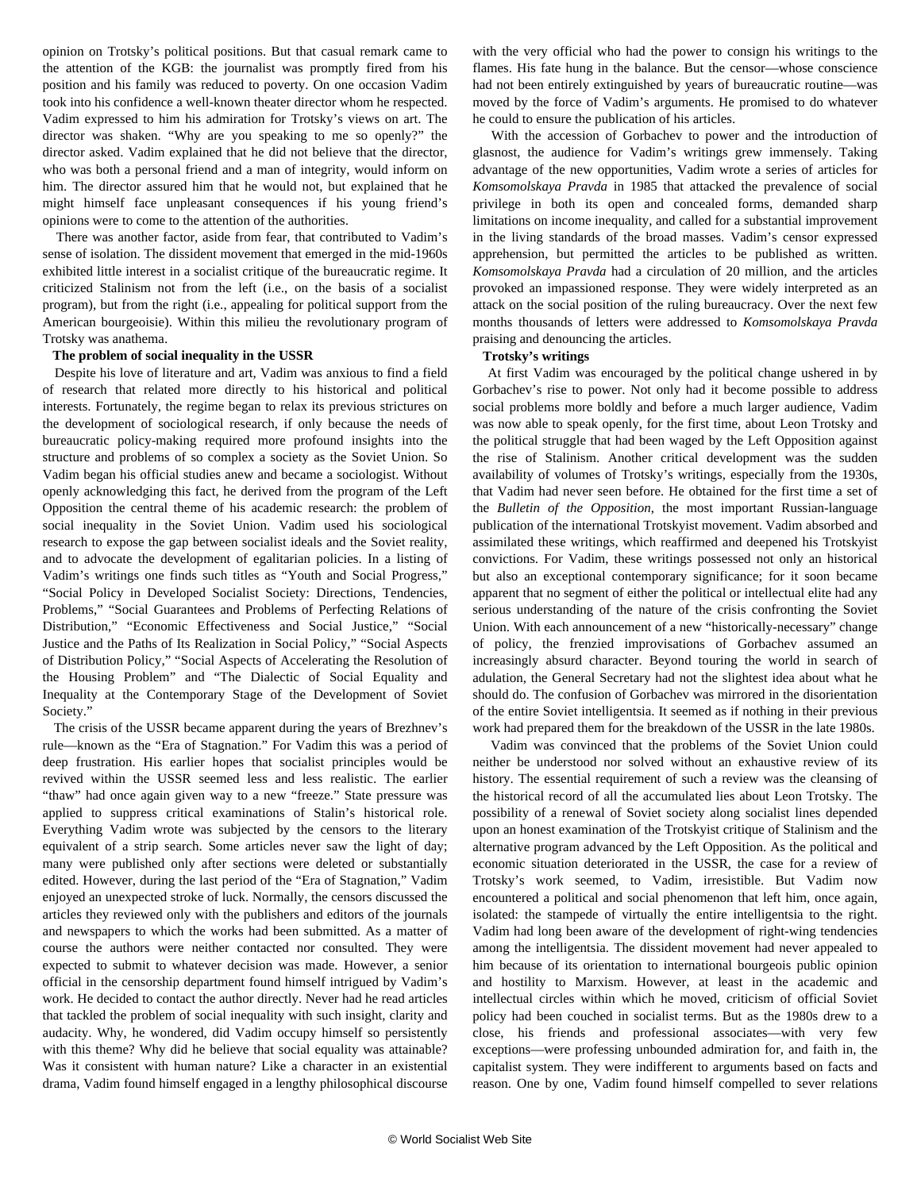opinion on Trotsky's political positions. But that casual remark came to the attention of the KGB: the journalist was promptly fired from his position and his family was reduced to poverty. On one occasion Vadim took into his confidence a well-known theater director whom he respected. Vadim expressed to him his admiration for Trotsky's views on art. The director was shaken. "Why are you speaking to me so openly?" the director asked. Vadim explained that he did not believe that the director, who was both a personal friend and a man of integrity, would inform on him. The director assured him that he would not, but explained that he might himself face unpleasant consequences if his young friend's opinions were to come to the attention of the authorities.

There was another factor, aside from fear, that contributed to Vadim's sense of isolation. The dissident movement that emerged in the mid-1960s exhibited little interest in a socialist critique of the bureaucratic regime. It criticized Stalinism not from the left (i.e., on the basis of a socialist program), but from the right (i.e., appealing for political support from the American bourgeoisie). Within this milieu the revolutionary program of Trotsky was anathema.

**The problem of social inequality in the USSR**

Despite his love of literature and art, Vadim was anxious to find a field of research that related more directly to his historical and political interests. Fortunately, the regime began to relax its previous strictures on the development of sociological research, if only because the needs of bureaucratic policy-making required more profound insights into the structure and problems of so complex a society as the Soviet Union. So Vadim began his official studies anew and became a sociologist. Without openly acknowledging this fact, he derived from the program of the Left Opposition the central theme of his academic research: the problem of social inequality in the Soviet Union. Vadim used his sociological research to expose the gap between socialist ideals and the Soviet reality, and to advocate the development of egalitarian policies. In a listing of Vadim's writings one finds such titles as "Youth and Social Progress," "Social Policy in Developed Socialist Society: Directions, Tendencies, Problems," "Social Guarantees and Problems of Perfecting Relations of Distribution," "Economic Effectiveness and Social Justice," "Social Justice and the Paths of Its Realization in Social Policy," "Social Aspects of Distribution Policy," "Social Aspects of Accelerating the Resolution of the Housing Problem" and "The Dialectic of Social Equality and Inequality at the Contemporary Stage of the Development of Soviet Society."

The crisis of the USSR became apparent during the years of Brezhnev's rule—known as the "Era of Stagnation." For Vadim this was a period of deep frustration. His earlier hopes that socialist principles would be revived within the USSR seemed less and less realistic. The earlier "thaw" had once again given way to a new "freeze." State pressure was applied to suppress critical examinations of Stalin's historical role. Everything Vadim wrote was subjected by the censors to the literary equivalent of a strip search. Some articles never saw the light of day; many were published only after sections were deleted or substantially edited. However, during the last period of the "Era of Stagnation," Vadim enjoyed an unexpected stroke of luck. Normally, the censors discussed the articles they reviewed only with the publishers and editors of the journals and newspapers to which the works had been submitted. As a matter of course the authors were neither contacted nor consulted. They were expected to submit to whatever decision was made. However, a senior official in the censorship department found himself intrigued by Vadim's work. He decided to contact the author directly. Never had he read articles that tackled the problem of social inequality with such insight, clarity and audacity. Why, he wondered, did Vadim occupy himself so persistently with this theme? Why did he believe that social equality was attainable? Was it consistent with human nature? Like a character in an existential drama, Vadim found himself engaged in a lengthy philosophical discourse with the very official who had the power to consign his writings to the flames. His fate hung in the balance. But the censor—whose conscience had not been entirely extinguished by years of bureaucratic routine—was moved by the force of Vadim's arguments. He promised to do whatever he could to ensure the publication of his articles.

With the accession of Gorbachev to power and the introduction of glasnost, the audience for Vadim's writings grew immensely. Taking advantage of the new opportunities, Vadim wrote a series of articles for *Komsomolskaya Pravda* in 1985 that attacked the prevalence of social privilege in both its open and concealed forms, demanded sharp limitations on income inequality, and called for a substantial improvement in the living standards of the broad masses. Vadim's censor expressed apprehension, but permitted the articles to be published as written. *Komsomolskaya Pravda* had a circulation of 20 million, and the articles provoked an impassioned response. They were widely interpreted as an attack on the social position of the ruling bureaucracy. Over the next few months thousands of letters were addressed to *Komsomolskaya Pravda* praising and denouncing the articles.

**Trotsky's writings**

At first Vadim was encouraged by the political change ushered in by Gorbachev's rise to power. Not only had it become possible to address social problems more boldly and before a much larger audience, Vadim was now able to speak openly, for the first time, about Leon Trotsky and the political struggle that had been waged by the Left Opposition against the rise of Stalinism. Another critical development was the sudden availability of volumes of Trotsky's writings, especially from the 1930s, that Vadim had never seen before. He obtained for the first time a set of the *Bulletin of the Opposition*, the most important Russian-language publication of the international Trotskyist movement. Vadim absorbed and assimilated these writings, which reaffirmed and deepened his Trotskyist convictions. For Vadim, these writings possessed not only an historical but also an exceptional contemporary significance; for it soon became apparent that no segment of either the political or intellectual elite had any serious understanding of the nature of the crisis confronting the Soviet Union. With each announcement of a new "historically-necessary" change of policy, the frenzied improvisations of Gorbachev assumed an increasingly absurd character. Beyond touring the world in search of adulation, the General Secretary had not the slightest idea about what he should do. The confusion of Gorbachev was mirrored in the disorientation of the entire Soviet intelligentsia. It seemed as if nothing in their previous work had prepared them for the breakdown of the USSR in the late 1980s.

Vadim was convinced that the problems of the Soviet Union could neither be understood nor solved without an exhaustive review of its history. The essential requirement of such a review was the cleansing of the historical record of all the accumulated lies about Leon Trotsky. The possibility of a renewal of Soviet society along socialist lines depended upon an honest examination of the Trotskyist critique of Stalinism and the alternative program advanced by the Left Opposition. As the political and economic situation deteriorated in the USSR, the case for a review of Trotsky's work seemed, to Vadim, irresistible. But Vadim now encountered a political and social phenomenon that left him, once again, isolated: the stampede of virtually the entire intelligentsia to the right. Vadim had long been aware of the development of right-wing tendencies among the intelligentsia. The dissident movement had never appealed to him because of its orientation to international bourgeois public opinion and hostility to Marxism. However, at least in the academic and intellectual circles within which he moved, criticism of official Soviet policy had been couched in socialist terms. But as the 1980s drew to a close, his friends and professional associates—with very few exceptions—were professing unbounded admiration for, and faith in, the capitalist system. They were indifferent to arguments based on facts and reason. One by one, Vadim found himself compelled to sever relations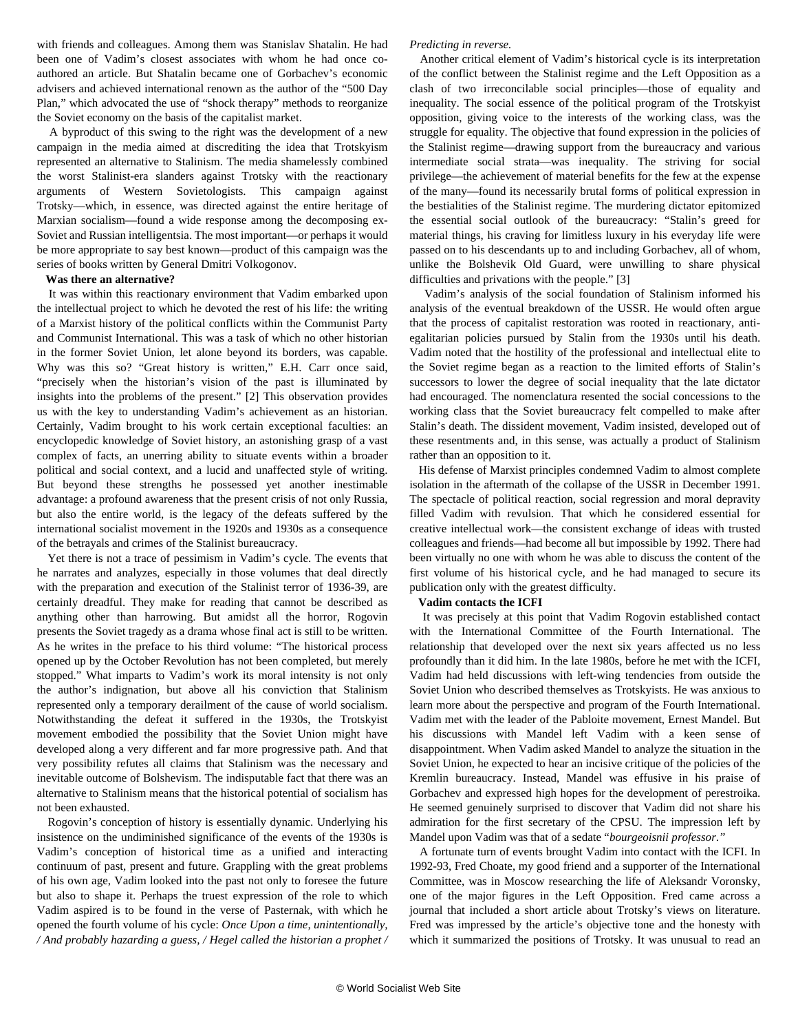with friends and colleagues. Among them was Stanislav Shatalin. He had been one of Vadim's closest associates with whom he had once co-authored an article. But Shatalin became one of Gorbachev's economic advisers and achieved international renown as the author of the "500 Day Plan," which advocated the use of "shock therapy" methods to reorganize the Soviet economy on the basis of the capitalist market.

A byproduct of this swing to the right was the development of a new campaign in the media aimed at discrediting the idea that Trotskyism represented an alternative to Stalinism. The media shamelessly combined the worst Stalinist-era slanders against Trotsky with the reactionary arguments of Western Sovietologists. This campaign against Trotsky—which, in essence, was directed against the entire heritage of Marxian socialism—found a wide response among the decomposing ex-Soviet and Russian intelligentsia. The most important—or perhaps it would be more appropriate to say best known—product of this campaign was the series of books written by General Dmitri Volkogonov.

**Was there an alternative?**

It was within this reactionary environment that Vadim embarked upon the intellectual project to which he devoted the rest of his life: the writing of a Marxist history of the political conflicts within the Communist Party and Communist International. This was a task of which no other historian in the former Soviet Union, let alone beyond its borders, was capable. Why was this so? "Great history is written," E.H. Carr once said, "precisely when the historian's vision of the past is illuminated by insights into the problems of the present." [2] This observation provides us with the key to understanding Vadim's achievement as an historian. Certainly, Vadim brought to his work certain exceptional faculties: an encyclopedic knowledge of Soviet history, an astonishing grasp of a vast complex of facts, an unerring ability to situate events within a broader political and social context, and a lucid and unaffected style of writing. But beyond these strengths he possessed yet another inestimable advantage: a profound awareness that the present crisis of not only Russia, but also the entire world, is the legacy of the defeats suffered by the international socialist movement in the 1920s and 1930s as a consequence of the betrayals and crimes of the Stalinist bureaucracy.

Yet there is not a trace of pessimism in Vadim's cycle. The events that he narrates and analyzes, especially in those volumes that deal directly with the preparation and execution of the Stalinist terror of 1936-39, are certainly dreadful. They make for reading that cannot be described as anything other than harrowing. But amidst all the horror, Rogovin presents the Soviet tragedy as a drama whose final act is still to be written. As he writes in the preface to his third volume: "The historical process opened up by the October Revolution has not been completed, but merely stopped." What imparts to Vadim's work its moral intensity is not only the author's indignation, but above all his conviction that Stalinism represented only a temporary derailment of the cause of world socialism. Notwithstanding the defeat it suffered in the 1930s, the Trotskyist movement embodied the possibility that the Soviet Union might have developed along a very different and far more progressive path. And that very possibility refutes all claims that Stalinism was the necessary and inevitable outcome of Bolshevism. The indisputable fact that there was an alternative to Stalinism means that the historical potential of socialism has not been exhausted.

Rogovin's conception of history is essentially dynamic. Underlying his insistence on the undiminished significance of the events of the 1930s is Vadim's conception of historical time as a unified and interacting continuum of past, present and future. Grappling with the great problems of his own age, Vadim looked into the past not only to foresee the future but also to shape it. Perhaps the truest expression of the role to which Vadim aspired is to be found in the verse of Pasternak, with which he opened the fourth volume of his cycle: *Once Upon a time, unintentionally, / And probably hazarding a guess, / Hegel called the historian a prophet / Predicting in reverse.*

Another critical element of Vadim's historical cycle is its interpretation of the conflict between the Stalinist regime and the Left Opposition as a clash of two irreconcilable social principles—those of equality and inequality. The social essence of the political program of the Trotskyist opposition, giving voice to the interests of the working class, was the struggle for equality. The objective that found expression in the policies of the Stalinist regime—drawing support from the bureaucracy and various intermediate social strata—was inequality. The striving for social privilege—the achievement of material benefits for the few at the expense of the many—found its necessarily brutal forms of political expression in the bestialities of the Stalinist regime. The murdering dictator epitomized the essential social outlook of the bureaucracy: "Stalin's greed for material things, his craving for limitless luxury in his everyday life were passed on to his descendants up to and including Gorbachev, all of whom, unlike the Bolshevik Old Guard, were unwilling to share physical difficulties and privations with the people." [3]

Vadim's analysis of the social foundation of Stalinism informed his analysis of the eventual breakdown of the USSR. He would often argue that the process of capitalist restoration was rooted in reactionary, anti-egalitarian policies pursued by Stalin from the 1930s until his death. Vadim noted that the hostility of the professional and intellectual elite to the Soviet regime began as a reaction to the limited efforts of Stalin's successors to lower the degree of social inequality that the late dictator had encouraged. The nomenclatura resented the social concessions to the working class that the Soviet bureaucracy felt compelled to make after Stalin's death. The dissident movement, Vadim insisted, developed out of these resentments and, in this sense, was actually a product of Stalinism rather than an opposition to it.

His defense of Marxist principles condemned Vadim to almost complete isolation in the aftermath of the collapse of the USSR in December 1991. The spectacle of political reaction, social regression and moral depravity filled Vadim with revulsion. That which he considered essential for creative intellectual work—the consistent exchange of ideas with trusted colleagues and friends—had become all but impossible by 1992. There had been virtually no one with whom he was able to discuss the content of the first volume of his historical cycle, and he had managed to secure its publication only with the greatest difficulty.

**Vadim contacts the ICFI**

It was precisely at this point that Vadim Rogovin established contact with the International Committee of the Fourth International. The relationship that developed over the next six years affected us no less profoundly than it did him. In the late 1980s, before he met with the ICFI, Vadim had held discussions with left-wing tendencies from outside the Soviet Union who described themselves as Trotskyists. He was anxious to learn more about the perspective and program of the Fourth International. Vadim met with the leader of the Pabloite movement, Ernest Mandel. But his discussions with Mandel left Vadim with a keen sense of disappointment. When Vadim asked Mandel to analyze the situation in the Soviet Union, he expected to hear an incisive critique of the policies of the Kremlin bureaucracy. Instead, Mandel was effusive in his praise of Gorbachev and expressed high hopes for the development of perestroika. He seemed genuinely surprised to discover that Vadim did not share his admiration for the first secretary of the CPSU. The impression left by Mandel upon Vadim was that of a sedate "*bourgeoisnii professor.*"

A fortunate turn of events brought Vadim into contact with the ICFI. In 1992-93, Fred Choate, my good friend and a supporter of the International Committee, was in Moscow researching the life of Aleksandr Voronsky, one of the major figures in the Left Opposition. Fred came across a journal that included a short article about Trotsky's views on literature. Fred was impressed by the article's objective tone and the honesty with which it summarized the positions of Trotsky. It was unusual to read an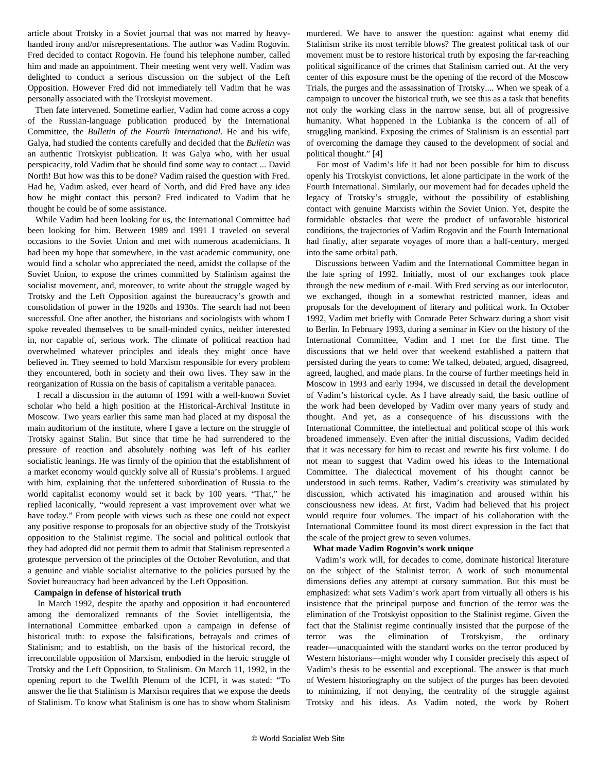article about Trotsky in a Soviet journal that was not marred by heavy-handed irony and/or misrepresentations. The author was Vadim Rogovin. Fred decided to contact Rogovin. He found his telephone number, called him and made an appointment. Their meeting went very well. Vadim was delighted to conduct a serious discussion on the subject of the Left Opposition. However Fred did not immediately tell Vadim that he was personally associated with the Trotskyist movement.

Then fate intervened. Sometime earlier, Vadim had come across a copy of the Russian-language publication produced by the International Committee, the *Bulletin of the Fourth International*. He and his wife, Galya, had studied the contents carefully and decided that the *Bulletin* was an authentic Trotskyist publication. It was Galya who, with her usual perspicacity, told Vadim that he should find some way to contact ... David North! But how was this to be done? Vadim raised the question with Fred. Had he, Vadim asked, ever heard of North, and did Fred have any idea how he might contact this person? Fred indicated to Vadim that he thought he could be of some assistance.

While Vadim had been looking for us, the International Committee had been looking for him. Between 1989 and 1991 I traveled on several occasions to the Soviet Union and met with numerous academicians. It had been my hope that somewhere, in the vast academic community, one would find a scholar who appreciated the need, amidst the collapse of the Soviet Union, to expose the crimes committed by Stalinism against the socialist movement, and, moreover, to write about the struggle waged by Trotsky and the Left Opposition against the bureaucracy's growth and consolidation of power in the 1920s and 1930s. The search had not been successful. One after another, the historians and sociologists with whom I spoke revealed themselves to be small-minded cynics, neither interested in, nor capable of, serious work. The climate of political reaction had overwhelmed whatever principles and ideals they might once have believed in. They seemed to hold Marxism responsible for every problem they encountered, both in society and their own lives. They saw in the reorganization of Russia on the basis of capitalism a veritable panacea.

I recall a discussion in the autumn of 1991 with a well-known Soviet scholar who held a high position at the Historical-Archival Institute in Moscow. Two years earlier this same man had placed at my disposal the main auditorium of the institute, where I gave a lecture on the struggle of Trotsky against Stalin. But since that time he had surrendered to the pressure of reaction and absolutely nothing was left of his earlier socialistic leanings. He was firmly of the opinion that the establishment of a market economy would quickly solve all of Russia's problems. I argued with him, explaining that the unfettered subordination of Russia to the world capitalist economy would set it back by 100 years. "That," he replied laconically, "would represent a vast improvement over what we have today." From people with views such as these one could not expect any positive response to proposals for an objective study of the Trotskyist opposition to the Stalinist regime. The social and political outlook that they had adopted did not permit them to admit that Stalinism represented a grotesque perversion of the principles of the October Revolution, and that a genuine and viable socialist alternative to the policies pursued by the Soviet bureaucracy had been advanced by the Left Opposition.

**Campaign in defense of historical truth**

In March 1992, despite the apathy and opposition it had encountered among the demoralized remnants of the Soviet intelligentsia, the International Committee embarked upon a campaign in defense of historical truth: to expose the falsifications, betrayals and crimes of Stalinism; and to establish, on the basis of the historical record, the irreconcilable opposition of Marxism, embodied in the heroic struggle of Trotsky and the Left Opposition, to Stalinism. On March 11, 1992, in the opening report to the Twelfth Plenum of the ICFI, it was stated: "To answer the lie that Stalinism is Marxism requires that we expose the deeds of Stalinism. To know what Stalinism is one has to show whom Stalinism murdered. We have to answer the question: against what enemy did Stalinism strike its most terrible blows? The greatest political task of our movement must be to restore historical truth by exposing the far-reaching political significance of the crimes that Stalinism carried out. At the very center of this exposure must be the opening of the record of the Moscow Trials, the purges and the assassination of Trotsky.... When we speak of a campaign to uncover the historical truth, we see this as a task that benefits not only the working class in the narrow sense, but all of progressive humanity. What happened in the Lubianka is the concern of all of struggling mankind. Exposing the crimes of Stalinism is an essential part of overcoming the damage they caused to the development of social and political thought." [4]

For most of Vadim's life it had not been possible for him to discuss openly his Trotskyist convictions, let alone participate in the work of the Fourth International. Similarly, our movement had for decades upheld the legacy of Trotsky's struggle, without the possibility of establishing contact with genuine Marxists within the Soviet Union. Yet, despite the formidable obstacles that were the product of unfavorable historical conditions, the trajectories of Vadim Rogovin and the Fourth International had finally, after separate voyages of more than a half-century, merged into the same orbital path.

Discussions between Vadim and the International Committee began in the late spring of 1992. Initially, most of our exchanges took place through the new medium of e-mail. With Fred serving as our interlocutor, we exchanged, though in a somewhat restricted manner, ideas and proposals for the development of literary and political work. In October 1992, Vadim met briefly with Comrade Peter Schwarz during a short visit to Berlin. In February 1993, during a seminar in Kiev on the history of the International Committee, Vadim and I met for the first time. The discussions that we held over that weekend established a pattern that persisted during the years to come: We talked, debated, argued, disagreed, agreed, laughed, and made plans. In the course of further meetings held in Moscow in 1993 and early 1994, we discussed in detail the development of Vadim's historical cycle. As I have already said, the basic outline of the work had been developed by Vadim over many years of study and thought. And yet, as a consequence of his discussions with the International Committee, the intellectual and political scope of this work broadened immensely. Even after the initial discussions, Vadim decided that it was necessary for him to recast and rewrite his first volume. I do not mean to suggest that Vadim owed his ideas to the International Committee. The dialectical movement of his thought cannot be understood in such terms. Rather, Vadim's creativity was stimulated by discussion, which activated his imagination and aroused within his consciousness new ideas. At first, Vadim had believed that his project would require four volumes. The impact of his collaboration with the International Committee found its most direct expression in the fact that the scale of the project grew to seven volumes.

**What made Vadim Rogovin's work unique**

Vadim's work will, for decades to come, dominate historical literature on the subject of the Stalinist terror. A work of such monumental dimensions defies any attempt at cursory summation. But this must be emphasized: what sets Vadim's work apart from virtually all others is his insistence that the principal purpose and function of the terror was the elimination of the Trotskyist opposition to the Stalinist regime. Given the fact that the Stalinist regime continually insisted that the purpose of the terror was the elimination of Trotskyism, the ordinary reader—unacquainted with the standard works on the terror produced by Western historians—might wonder why I consider precisely this aspect of Vadim's thesis to be essential and exceptional. The answer is that much of Western historiography on the subject of the purges has been devoted to minimizing, if not denying, the centrality of the struggle against Trotsky and his ideas. As Vadim noted, the work by Robert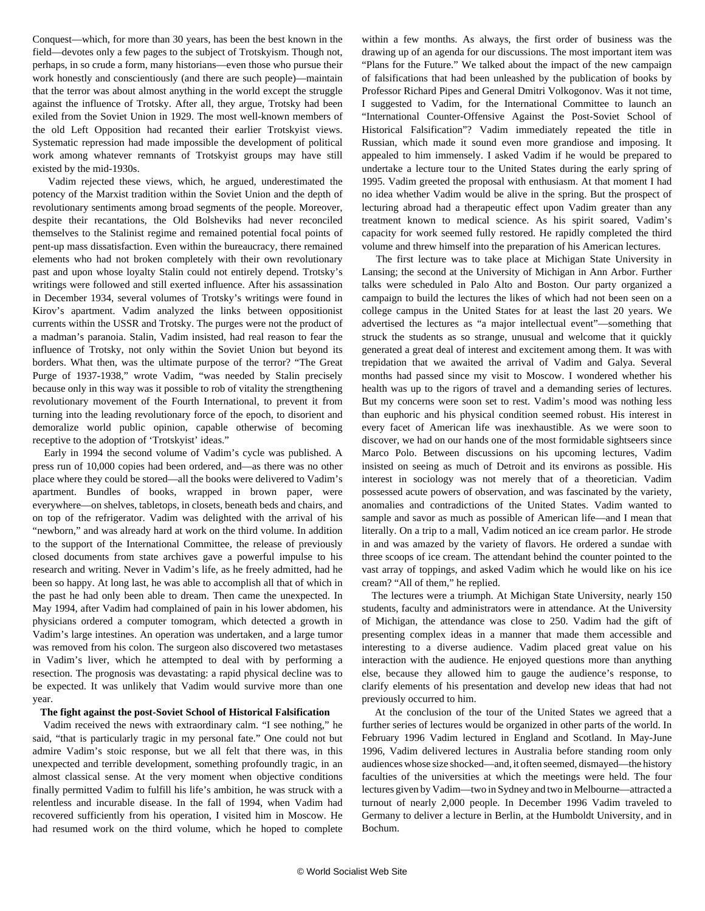Conquest—which, for more than 30 years, has been the best known in the field—devotes only a few pages to the subject of Trotskyism. Though not, perhaps, in so crude a form, many historians—even those who pursue their work honestly and conscientiously (and there are such people)—maintain that the terror was about almost anything in the world except the struggle against the influence of Trotsky. After all, they argue, Trotsky had been exiled from the Soviet Union in 1929. The most well-known members of the old Left Opposition had recanted their earlier Trotskyist views. Systematic repression had made impossible the development of political work among whatever remnants of Trotskyist groups may have still existed by the mid-1930s.

Vadim rejected these views, which, he argued, underestimated the potency of the Marxist tradition within the Soviet Union and the depth of revolutionary sentiments among broad segments of the people. Moreover, despite their recantations, the Old Bolsheviks had never reconciled themselves to the Stalinist regime and remained potential focal points of pent-up mass dissatisfaction. Even within the bureaucracy, there remained elements who had not broken completely with their own revolutionary past and upon whose loyalty Stalin could not entirely depend. Trotsky's writings were followed and still exerted influence. After his assassination in December 1934, several volumes of Trotsky's writings were found in Kirov's apartment. Vadim analyzed the links between oppositionist currents within the USSR and Trotsky. The purges were not the product of a madman's paranoia. Stalin, Vadim insisted, had real reason to fear the influence of Trotsky, not only within the Soviet Union but beyond its borders. What then, was the ultimate purpose of the terror? "The Great Purge of 1937-1938," wrote Vadim, "was needed by Stalin precisely because only in this way was it possible to rob of vitality the strengthening revolutionary movement of the Fourth International, to prevent it from turning into the leading revolutionary force of the epoch, to disorient and demoralize world public opinion, capable otherwise of becoming receptive to the adoption of 'Trotskyist' ideas."

Early in 1994 the second volume of Vadim's cycle was published. A press run of 10,000 copies had been ordered, and—as there was no other place where they could be stored—all the books were delivered to Vadim's apartment. Bundles of books, wrapped in brown paper, were everywhere—on shelves, tabletops, in closets, beneath beds and chairs, and on top of the refrigerator. Vadim was delighted with the arrival of his "newborn," and was already hard at work on the third volume. In addition to the support of the International Committee, the release of previously closed documents from state archives gave a powerful impulse to his research and writing. Never in Vadim's life, as he freely admitted, had he been so happy. At long last, he was able to accomplish all that of which in the past he had only been able to dream. Then came the unexpected. In May 1994, after Vadim had complained of pain in his lower abdomen, his physicians ordered a computer tomogram, which detected a growth in Vadim's large intestines. An operation was undertaken, and a large tumor was removed from his colon. The surgeon also discovered two metastases in Vadim's liver, which he attempted to deal with by performing a resection. The prognosis was devastating: a rapid physical decline was to be expected. It was unlikely that Vadim would survive more than one year.

**The fight against the post-Soviet School of Historical Falsification**

Vadim received the news with extraordinary calm. "I see nothing," he said, "that is particularly tragic in my personal fate." One could not but admire Vadim's stoic response, but we all felt that there was, in this unexpected and terrible development, something profoundly tragic, in an almost classical sense. At the very moment when objective conditions finally permitted Vadim to fulfill his life's ambition, he was struck with a relentless and incurable disease. In the fall of 1994, when Vadim had recovered sufficiently from his operation, I visited him in Moscow. He had resumed work on the third volume, which he hoped to complete within a few months. As always, the first order of business was the drawing up of an agenda for our discussions. The most important item was "Plans for the Future." We talked about the impact of the new campaign of falsifications that had been unleashed by the publication of books by Professor Richard Pipes and General Dmitri Volkogonov. Was it not time, I suggested to Vadim, for the International Committee to launch an "International Counter-Offensive Against the Post-Soviet School of Historical Falsification"? Vadim immediately repeated the title in Russian, which made it sound even more grandiose and imposing. It appealed to him immensely. I asked Vadim if he would be prepared to undertake a lecture tour to the United States during the early spring of 1995. Vadim greeted the proposal with enthusiasm. At that moment I had no idea whether Vadim would be alive in the spring. But the prospect of lecturing abroad had a therapeutic effect upon Vadim greater than any treatment known to medical science. As his spirit soared, Vadim's capacity for work seemed fully restored. He rapidly completed the third volume and threw himself into the preparation of his American lectures.

The first lecture was to take place at Michigan State University in Lansing; the second at the University of Michigan in Ann Arbor. Further talks were scheduled in Palo Alto and Boston. Our party organized a campaign to build the lectures the likes of which had not been seen on a college campus in the United States for at least the last 20 years. We advertised the lectures as "a major intellectual event"—something that struck the students as so strange, unusual and welcome that it quickly generated a great deal of interest and excitement among them. It was with trepidation that we awaited the arrival of Vadim and Galya. Several months had passed since my visit to Moscow. I wondered whether his health was up to the rigors of travel and a demanding series of lectures. But my concerns were soon set to rest. Vadim's mood was nothing less than euphoric and his physical condition seemed robust. His interest in every facet of American life was inexhaustible. As we were soon to discover, we had on our hands one of the most formidable sightseers since Marco Polo. Between discussions on his upcoming lectures, Vadim insisted on seeing as much of Detroit and its environs as possible. His interest in sociology was not merely that of a theoretician. Vadim possessed acute powers of observation, and was fascinated by the variety, anomalies and contradictions of the United States. Vadim wanted to sample and savor as much as possible of American life—and I mean that literally. On a trip to a mall, Vadim noticed an ice cream parlor. He strode in and was amazed by the variety of flavors. He ordered a sundae with three scoops of ice cream. The attendant behind the counter pointed to the vast array of toppings, and asked Vadim which he would like on his ice cream? "All of them," he replied.

The lectures were a triumph. At Michigan State University, nearly 150 students, faculty and administrators were in attendance. At the University of Michigan, the attendance was close to 250. Vadim had the gift of presenting complex ideas in a manner that made them accessible and interesting to a diverse audience. Vadim placed great value on his interaction with the audience. He enjoyed questions more than anything else, because they allowed him to gauge the audience's response, to clarify elements of his presentation and develop new ideas that had not previously occurred to him.

At the conclusion of the tour of the United States we agreed that a further series of lectures would be organized in other parts of the world. In February 1996 Vadim lectured in England and Scotland. In May-June 1996, Vadim delivered lectures in Australia before standing room only audiences whose size shocked—and, it often seemed, dismayed—the history faculties of the universities at which the meetings were held. The four lectures given by Vadim—two in Sydney and two in Melbourne—attracted a turnout of nearly 2,000 people. In December 1996 Vadim traveled to Germany to deliver a lecture in Berlin, at the Humboldt University, and in Bochum.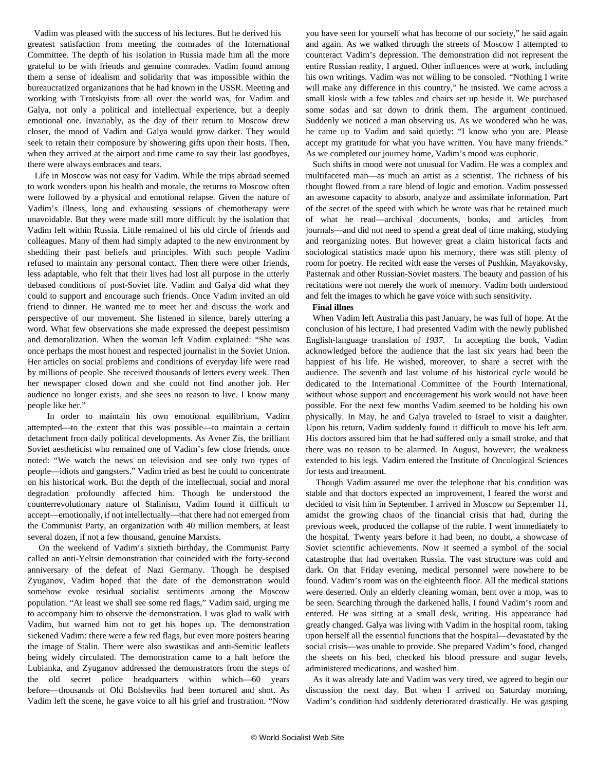Vadim was pleased with the success of his lectures. But he derived his greatest satisfaction from meeting the comrades of the International Committee. The depth of his isolation in Russia made him all the more grateful to be with friends and genuine comrades. Vadim found among them a sense of idealism and solidarity that was impossible within the bureaucratized organizations that he had known in the USSR. Meeting and working with Trotskyists from all over the world was, for Vadim and Galya, not only a political and intellectual experience, but a deeply emotional one. Invariably, as the day of their return to Moscow drew closer, the mood of Vadim and Galya would grow darker. They would seek to retain their composure by showering gifts upon their hosts. Then, when they arrived at the airport and time came to say their last goodbyes, there were always embraces and tears.

Life in Moscow was not easy for Vadim. While the trips abroad seemed to work wonders upon his health and morale, the returns to Moscow often were followed by a physical and emotional relapse. Given the nature of Vadim's illness, long and exhausting sessions of chemotherapy were unavoidable. But they were made still more difficult by the isolation that Vadim felt within Russia. Little remained of his old circle of friends and colleagues. Many of them had simply adapted to the new environment by shedding their past beliefs and principles. With such people Vadim refused to maintain any personal contact. Then there were other friends, less adaptable, who felt that their lives had lost all purpose in the utterly debased conditions of post-Soviet life. Vadim and Galya did what they could to support and encourage such friends. Once Vadim invited an old friend to dinner. He wanted me to meet her and discuss the work and perspective of our movement. She listened in silence, barely uttering a word. What few observations she made expressed the deepest pessimism and demoralization. When the woman left Vadim explained: "She was once perhaps the most honest and respected journalist in the Soviet Union. Her articles on social problems and conditions of everyday life were read by millions of people. She received thousands of letters every week. Then her newspaper closed down and she could not find another job. Her audience no longer exists, and she sees no reason to live. I know many people like her."

In order to maintain his own emotional equilibrium, Vadim attempted—to the extent that this was possible—to maintain a certain detachment from daily political developments. As Avner Zis, the brilliant Soviet aestheticist who remained one of Vadim's few close friends, once noted: "We watch the news on television and see only two types of people—idiots and gangsters." Vadim tried as best he could to concentrate on his historical work. But the depth of the intellectual, social and moral degradation profoundly affected him. Though he understood the counterrevolutionary nature of Stalinism, Vadim found it difficult to accept—emotionally, if not intellectually—that there had not emerged from the Communist Party, an organization with 40 million members, at least several dozen, if not a few thousand, genuine Marxists.

On the weekend of Vadim's sixtieth birthday, the Communist Party called an anti-Yeltsin demonstration that coincided with the forty-second anniversary of the defeat of Nazi Germany. Though he despised Zyuganov, Vadim hoped that the date of the demonstration would somehow evoke residual socialist sentiments among the Moscow population. "At least we shall see some red flags," Vadim said, urging me to accompany him to observe the demonstration. I was glad to walk with Vadim, but warned him not to get his hopes up. The demonstration sickened Vadim: there were a few red flags, but even more posters bearing the image of Stalin. There were also swastikas and anti-Semitic leaflets being widely circulated. The demonstration came to a halt before the Lubianka, and Zyuganov addressed the demonstrators from the steps of the old secret police headquarters within which—60 years before—thousands of Old Bolsheviks had been tortured and shot. As Vadim left the scene, he gave voice to all his grief and frustration. "Now you have seen for yourself what has become of our society," he said again and again. As we walked through the streets of Moscow I attempted to counteract Vadim's depression. The demonstration did not represent the entire Russian reality, I argued. Other influences were at work, including his own writings. Vadim was not willing to be consoled. "Nothing I write will make any difference in this country," he insisted. We came across a small kiosk with a few tables and chairs set up beside it. We purchased some sodas and sat down to drink them. The argument continued. Suddenly we noticed a man observing us. As we wondered who he was, he came up to Vadim and said quietly: "I know who you are. Please accept my gratitude for what you have written. You have many friends." As we completed our journey home, Vadim's mood was euphoric.

Such shifts in mood were not unusual for Vadim. He was a complex and multifaceted man—as much an artist as a scientist. The richness of his thought flowed from a rare blend of logic and emotion. Vadim possessed an awesome capacity to absorb, analyze and assimilate information. Part of the secret of the speed with which he wrote was that he retained much of what he read—archival documents, books, and articles from journals—and did not need to spend a great deal of time making, studying and reorganizing notes. But however great a claim historical facts and sociological statistics made upon his memory, there was still plenty of room for poetry. He recited with ease the verses of Pushkin, Mayakovsky, Pasternak and other Russian-Soviet masters. The beauty and passion of his recitations were not merely the work of memory. Vadim both understood and felt the images to which he gave voice with such sensitivity.

**Final illnes**

When Vadim left Australia this past January, he was full of hope. At the conclusion of his lecture, I had presented Vadim with the newly published English-language translation of *1937.* In accepting the book, Vadim acknowledged before the audience that the last six years had been the happiest of his life. He wished, moreover, to share a secret with the audience. The seventh and last volume of his historical cycle would be dedicated to the International Committee of the Fourth International, without whose support and encouragement his work would not have been possible. For the next few months Vadim seemed to be holding his own physically. In May, he and Galya traveled to Israel to visit a daughter. Upon his return, Vadim suddenly found it difficult to move his left arm. His doctors assured him that he had suffered only a small stroke, and that there was no reason to be alarmed. In August, however, the weakness extended to his legs. Vadim entered the Institute of Oncological Sciences for tests and treatment.

Though Vadim assured me over the telephone that his condition was stable and that doctors expected an improvement, I feared the worst and decided to visit him in September. I arrived in Moscow on September 11, amidst the growing chaos of the financial crisis that had, during the previous week, produced the collapse of the ruble. I went immediately to the hospital. Twenty years before it had been, no doubt, a showcase of Soviet scientific achievements. Now it seemed a symbol of the social catastrophe that had overtaken Russia. The vast structure was cold and dark. On that Friday evening, medical personnel were nowhere to be found. Vadim's room was on the eighteenth floor. All the medical stations were deserted. Only an elderly cleaning woman, bent over a mop, was to be seen. Searching through the darkened halls, I found Vadim's room and entered. He was sitting at a small desk, writing. His appearance had greatly changed. Galya was living with Vadim in the hospital room, taking upon herself all the essential functions that the hospital—devastated by the social crisis—was unable to provide. She prepared Vadim's food, changed the sheets on his bed, checked his blood pressure and sugar levels, administered medications, and washed him.

As it was already late and Vadim was very tired, we agreed to begin our discussion the next day. But when I arrived on Saturday morning, Vadim's condition had suddenly deteriorated drastically. He was gasping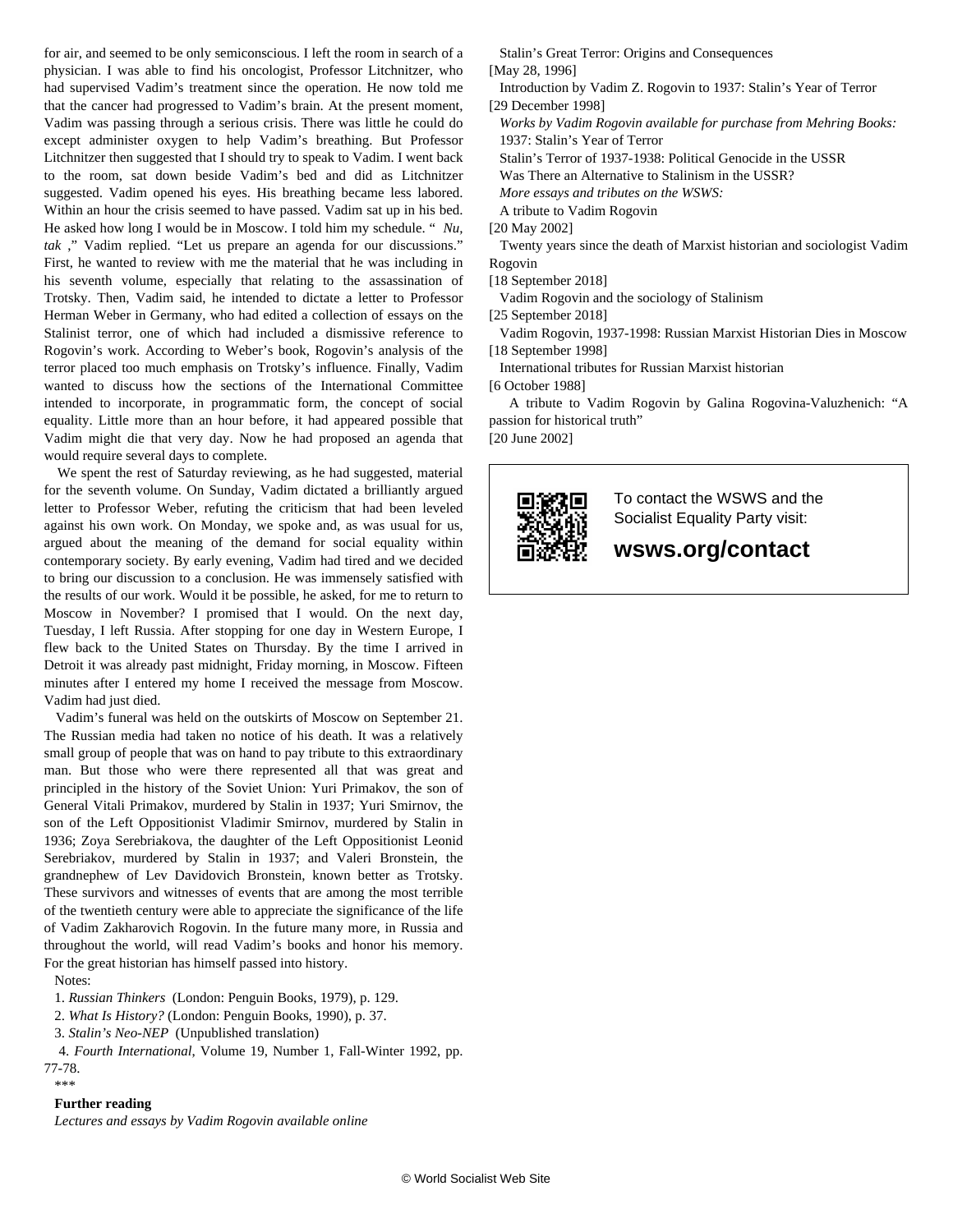for air, and seemed to be only semiconscious. I left the room in search of a physician. I was able to find his oncologist, Professor Litchnitzer, who had supervised Vadim's treatment since the operation. He now told me that the cancer had progressed to Vadim's brain. At the present moment, Vadim was passing through a serious crisis. There was little he could do except administer oxygen to help Vadim's breathing. But Professor Litchnitzer then suggested that I should try to speak to Vadim. I went back to the room, sat down beside Vadim's bed and did as Litchnitzer suggested. Vadim opened his eyes. His breathing became less labored. Within an hour the crisis seemed to have passed. Vadim sat up in his bed. He asked how long I would be in Moscow. I told him my schedule. " *Nu, tak* ," Vadim replied. "Let us prepare an agenda for our discussions." First, he wanted to review with me the material that he was including in his seventh volume, especially that relating to the assassination of Trotsky. Then, Vadim said, he intended to dictate a letter to Professor Herman Weber in Germany, who had edited a collection of essays on the Stalinist terror, one of which had included a dismissive reference to Rogovin's work. According to Weber's book, Rogovin's analysis of the terror placed too much emphasis on Trotsky's influence. Finally, Vadim wanted to discuss how the sections of the International Committee intended to incorporate, in programmatic form, the concept of social equality. Little more than an hour before, it had appeared possible that Vadim might die that very day. Now he had proposed an agenda that would require several days to complete.

We spent the rest of Saturday reviewing, as he had suggested, material for the seventh volume. On Sunday, Vadim dictated a brilliantly argued letter to Professor Weber, refuting the criticism that had been leveled against his own work. On Monday, we spoke and, as was usual for us, argued about the meaning of the demand for social equality within contemporary society. By early evening, Vadim had tired and we decided to bring our discussion to a conclusion. He was immensely satisfied with the results of our work. Would it be possible, he asked, for me to return to Moscow in November? I promised that I would. On the next day, Tuesday, I left Russia. After stopping for one day in Western Europe, I flew back to the United States on Thursday. By the time I arrived in Detroit it was already past midnight, Friday morning, in Moscow. Fifteen minutes after I entered my home I received the message from Moscow. Vadim had just died.

Vadim's funeral was held on the outskirts of Moscow on September 21. The Russian media had taken no notice of his death. It was a relatively small group of people that was on hand to pay tribute to this extraordinary man. But those who were there represented all that was great and principled in the history of the Soviet Union: Yuri Primakov, the son of General Vitali Primakov, murdered by Stalin in 1937; Yuri Smirnov, the son of the Left Oppositionist Vladimir Smirnov, murdered by Stalin in 1936; Zoya Serebriakova, the daughter of the Left Oppositionist Leonid Serebriakov, murdered by Stalin in 1937; and Valeri Bronstein, the grandnephew of Lev Davidovich Bronstein, known better as Trotsky. These survivors and witnesses of events that are among the most terrible of the twentieth century were able to appreciate the significance of the life of Vadim Zakharovich Rogovin. In the future many more, in Russia and throughout the world, will read Vadim's books and honor his memory. For the great historian has himself passed into history.

Notes:

1. *Russian Thinkers* (London: Penguin Books, 1979), p. 129.
2. *What Is History?* (London: Penguin Books, 1990), p. 37.
3. *Stalin's Neo-NEP* (Unpublished translation)
4. *Fourth International*, Volume 19, Number 1, Fall-Winter 1992, pp. 77-78.

\*\*\*

**Further reading**

*Lectures and essays by Vadim Rogovin available online*

Stalin's Great Terror: Origins and Consequences
[May 28, 1996]

Introduction by Vadim Z. Rogovin to 1937: Stalin's Year of Terror
[29 December 1998]

*Works by Vadim Rogovin available for purchase from Mehring Books:*

1937: Stalin's Year of Terror

Stalin's Terror of 1937-1938: Political Genocide in the USSR

Was There an Alternative to Stalinism in the USSR?

*More essays and tributes on the WSWS:*

A tribute to Vadim Rogovin
[20 May 2002]

Twenty years since the death of Marxist historian and sociologist Vadim Rogovin
[18 September 2018]

Vadim Rogovin and the sociology of Stalinism
[25 September 2018]

Vadim Rogovin, 1937-1998: Russian Marxist Historian Dies in Moscow
[18 September 1998]

International tributes for Russian Marxist historian
[6 October 1988]

A tribute to Vadim Rogovin by Galina Rogovina-Valuzhenich: "A passion for historical truth"
[20 June 2002]

To contact the WSWS and the Socialist Equality Party visit:

**wsws.org/contact**